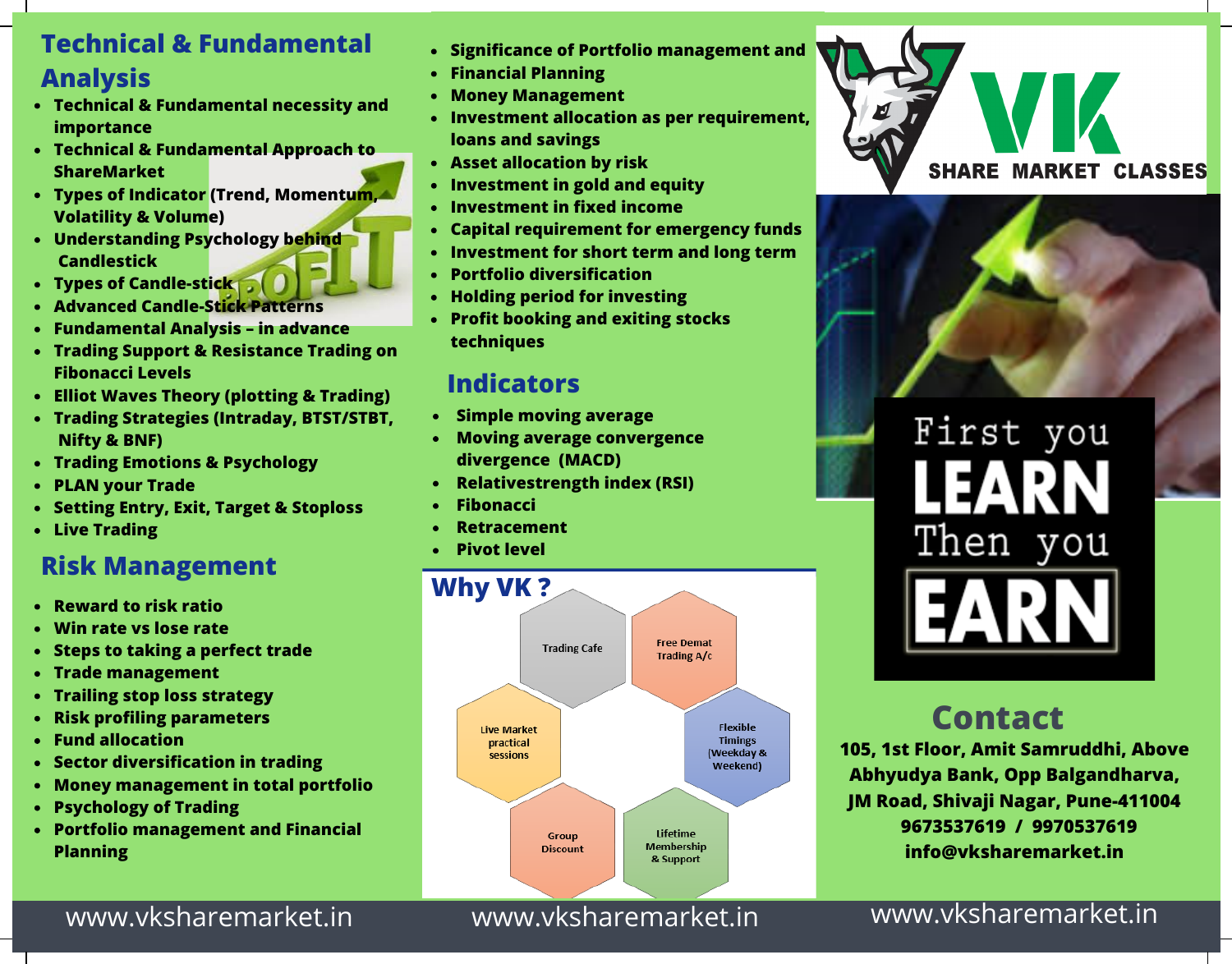## Technical & Fundamental Analysis

- Technical & Fundamental necessity and importance
- Technical & Fundamental Approach to ShareMarket
- Types of Indicator (Trend, Momentum, Volatility & Volume)
- Understanding Psychology behind Candlestick
- Types of Candle-stick
- Advanced Candle-Stick Patterns
- Fundamental Analysis – in advance
- Trading Support & Resistance Trading on Fibonacci Levels
- Elliot Waves Theory (plotting & Trading)
- Trading Strategies (Intraday, BTST/STBT, Nifty & BNF)
- Trading Emotions & Psychology
- PLAN your Trade
- Setting Entry, Exit, Target & Stoploss
- Live Trading

## Risk Management

- Reward to risk ratio
- Win rate vs lose rate
- Steps to taking a perfect trade
- Trade management
- Trailing stop loss strategy
- Risk profiling parameters
- Fund allocation
- Sector diversification in trading
- Money management in total portfolio
- Psychology of Trading
- Portfolio management and Financial Planning

- Significance of Portfolio management and Financial Planning
- Money Management
- Investment allocation as per requirement, loans and savings
- Asset allocation by risk
- Investment in gold and equity
- Investment in fixed income
- Capital requirement for emergency funds
- Investment for short term and long term
- Portfolio diversification
- Holding period for investing
- Profit booking and exiting stocks techniques

## Indicators

- Simple moving average
- Moving average convergence divergence (MACD)
- Relativestrength index (RSI)
- Fibonacci
- Retracement
- Pivot level

## Why VK ?

- Trading Cafe
- Free Demat Trading A/c
- Live Market practical sessions
- Flexible Timings (Weekday & Weekend)
- Group Discount
- Lifetime Membership & Support

# VK SHARE MARKET CLASSES

First you **LEARN** Then you **EARN**

## Contact

105, 1st Floor, Amit Samruddhi, Above Abhyudya Bank, Opp Balgandharva, JM Road, Shivaji Nagar, Pune-411004
9673537619 / 9970537619
info@vksharemarket.in

www.vksharemarket.in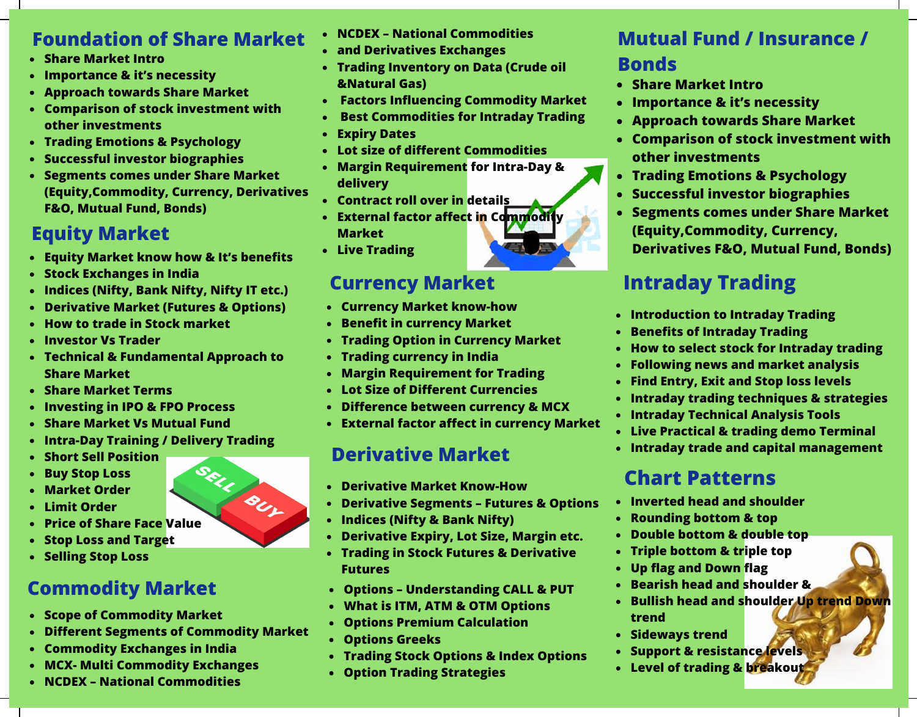## Foundation of Share Market

- Share Market Intro
- Importance & it's necessity
- Approach towards Share Market
- Comparison of stock investment with other investments
- Trading Emotions & Psychology
- Successful investor biographies
- Segments comes under Share Market (Equity,Commodity, Currency, Derivatives F&O, Mutual Fund, Bonds)

## Equity Market

- Equity Market know how & It's benefits
- Stock Exchanges in India
- Indices (Nifty, Bank Nifty, Nifty IT etc.)
- Derivative Market (Futures & Options)
- How to trade in Stock market
- Investor Vs Trader
- Technical & Fundamental Approach to Share Market
- Share Market Terms
- Investing in IPO & FPO Process
- Share Market Vs Mutual Fund
- Intra-Day Training / Delivery Trading
- Short Sell Position
- Buy Stop Loss
- Market Order
- Limit Order
- Price of Share Face Value
- Stop Loss and Target
- Selling Stop Loss

## Commodity Market

- Scope of Commodity Market
- Different Segments of Commodity Market
- Commodity Exchanges in India
- MCX- Multi Commodity Exchanges
- NCDEX – National Commodities
- NCDEX – National Commodities
- and Derivatives Exchanges
- Trading Inventory on Data (Crude oil &Natural Gas)
- Factors Influencing Commodity Market
- Best Commodities for Intraday Trading
- Expiry Dates
- Lot size of different Commodities
- Margin Requirement for Intra-Day & delivery
- Contract roll over in details
- External factor affect in Commodity Market
- Live Trading

## Currency Market

- Currency Market know-how
- Benefit in currency Market
- Trading Option in Currency Market
- Trading currency in India
- Margin Requirement for Trading
- Lot Size of Different Currencies
- Difference between currency & MCX
- External factor affect in currency Market

## Derivative Market

- Derivative Market Know-How
- Derivative Segments – Futures & Options
- Indices (Nifty & Bank Nifty)
- Derivative Expiry, Lot Size, Margin etc.
- Trading in Stock Futures & Derivative Futures
- Options – Understanding CALL & PUT
- What is ITM, ATM & OTM Options
- Options Premium Calculation
- Options Greeks
- Trading Stock Options & Index Options
- Option Trading Strategies

## Mutual Fund / Insurance / Bonds

- Share Market Intro
- Importance & it's necessity
- Approach towards Share Market
- Comparison of stock investment with other investments
- Trading Emotions & Psychology
- Successful investor biographies
- Segments comes under Share Market (Equity,Commodity, Currency, Derivatives F&O, Mutual Fund, Bonds)

## Intraday Trading

- Introduction to Intraday Trading
- Benefits of Intraday Trading
- How to select stock for Intraday trading
- Following news and market analysis
- Find Entry, Exit and Stop loss levels
- Intraday trading techniques & strategies
- Intraday Technical Analysis Tools
- Live Practical & trading demo Terminal
- Intraday trade and capital management

## Chart Patterns

- Inverted head and shoulder
- Rounding bottom & top
- Double bottom & double top
- Triple bottom & triple top
- Up flag and Down flag
- Bearish head and shoulder &
- Bullish head and shoulder Up trend Down trend
- Sideways trend
- Support & resistance levels
- Level of trading & breakout